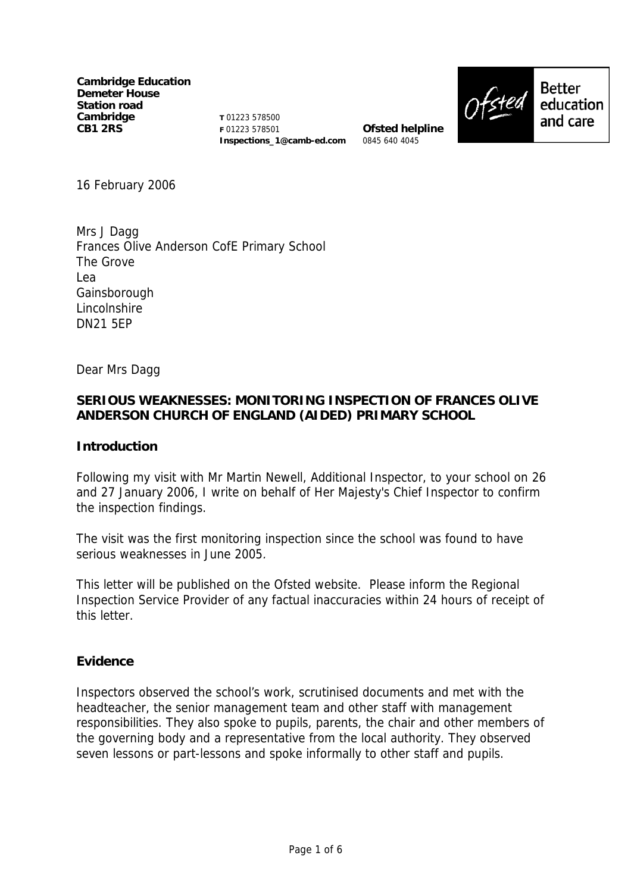**Cambridge Education**
**Demeter House**
**Station road**
**Cambridge**
**CB1 2RS**

**T** 01223 578500
**F** 01223 578501
**Inspections_1@camb-ed.com**

**Ofsted helpline**
0845 640 4045

Ofsted Better education and care

16 February 2006

Mrs J Dagg
Frances Olive Anderson CofE Primary School
The Grove
Lea
Gainsborough
Lincolnshire
DN21 5EP

Dear Mrs Dagg

**SERIOUS WEAKNESSES: MONITORING INSPECTION OF FRANCES OLIVE ANDERSON CHURCH OF ENGLAND (AIDED) PRIMARY SCHOOL**

## Introduction

Following my visit with Mr Martin Newell, Additional Inspector, to your school on 26 and 27 January 2006, I write on behalf of Her Majesty's Chief Inspector to confirm the inspection findings.

The visit was the first monitoring inspection since the school was found to have serious weaknesses in June 2005.

This letter will be published on the Ofsted website. Please inform the Regional Inspection Service Provider of any factual inaccuracies within 24 hours of receipt of this letter.

## Evidence

Inspectors observed the school's work, scrutinised documents and met with the headteacher, the senior management team and other staff with management responsibilities. They also spoke to pupils, parents, the chair and other members of the governing body and a representative from the local authority. They observed seven lessons or part-lessons and spoke informally to other staff and pupils.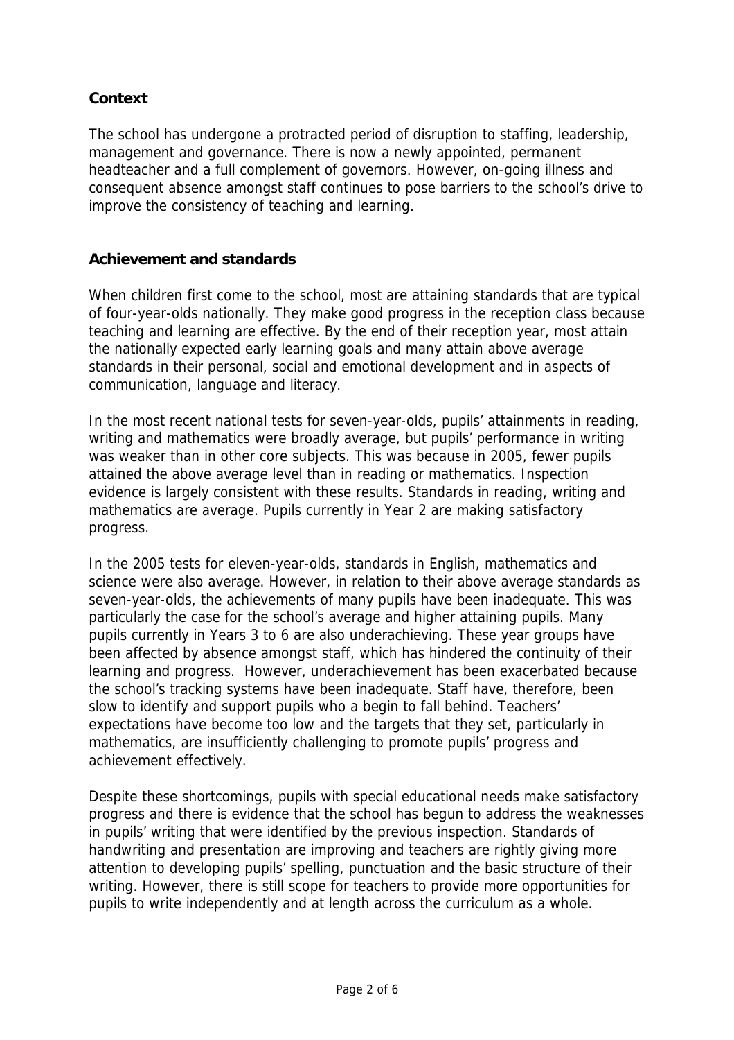## Context

The school has undergone a protracted period of disruption to staffing, leadership, management and governance. There is now a newly appointed, permanent headteacher and a full complement of governors. However, on-going illness and consequent absence amongst staff continues to pose barriers to the school's drive to improve the consistency of teaching and learning.

## Achievement and standards

When children first come to the school, most are attaining standards that are typical of four-year-olds nationally. They make good progress in the reception class because teaching and learning are effective. By the end of their reception year, most attain the nationally expected early learning goals and many attain above average standards in their personal, social and emotional development and in aspects of communication, language and literacy.

In the most recent national tests for seven-year-olds, pupils' attainments in reading, writing and mathematics were broadly average, but pupils' performance in writing was weaker than in other core subjects. This was because in 2005, fewer pupils attained the above average level than in reading or mathematics. Inspection evidence is largely consistent with these results. Standards in reading, writing and mathematics are average. Pupils currently in Year 2 are making satisfactory progress.

In the 2005 tests for eleven-year-olds, standards in English, mathematics and science were also average. However, in relation to their above average standards as seven-year-olds, the achievements of many pupils have been inadequate. This was particularly the case for the school's average and higher attaining pupils. Many pupils currently in Years 3 to 6 are also underachieving. These year groups have been affected by absence amongst staff, which has hindered the continuity of their learning and progress. However, underachievement has been exacerbated because the school's tracking systems have been inadequate. Staff have, therefore, been slow to identify and support pupils who a begin to fall behind. Teachers' expectations have become too low and the targets that they set, particularly in mathematics, are insufficiently challenging to promote pupils' progress and achievement effectively.

Despite these shortcomings, pupils with special educational needs make satisfactory progress and there is evidence that the school has begun to address the weaknesses in pupils' writing that were identified by the previous inspection. Standards of handwriting and presentation are improving and teachers are rightly giving more attention to developing pupils' spelling, punctuation and the basic structure of their writing. However, there is still scope for teachers to provide more opportunities for pupils to write independently and at length across the curriculum as a whole.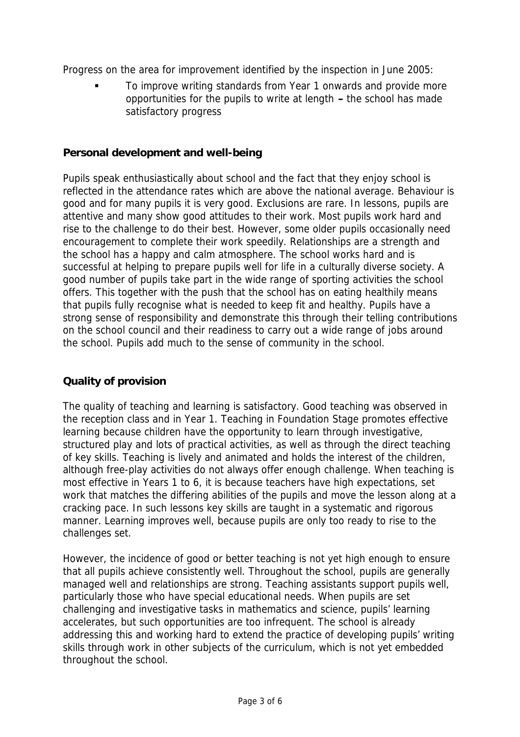Progress on the area for improvement identified by the inspection in June 2005:

- To improve writing standards from Year 1 onwards and provide more opportunities for the pupils to write at length – the school has made satisfactory progress

## Personal development and well-being

Pupils speak enthusiastically about school and the fact that they enjoy school is reflected in the attendance rates which are above the national average. Behaviour is good and for many pupils it is very good. Exclusions are rare. In lessons, pupils are attentive and many show good attitudes to their work. Most pupils work hard and rise to the challenge to do their best. However, some older pupils occasionally need encouragement to complete their work speedily. Relationships are a strength and the school has a happy and calm atmosphere. The school works hard and is successful at helping to prepare pupils well for life in a culturally diverse society. A good number of pupils take part in the wide range of sporting activities the school offers. This together with the push that the school has on eating healthily means that pupils fully recognise what is needed to keep fit and healthy. Pupils have a strong sense of responsibility and demonstrate this through their telling contributions on the school council and their readiness to carry out a wide range of jobs around the school. Pupils add much to the sense of community in the school.

## Quality of provision

The quality of teaching and learning is satisfactory. Good teaching was observed in the reception class and in Year 1. Teaching in Foundation Stage promotes effective learning because children have the opportunity to learn through investigative, structured play and lots of practical activities, as well as through the direct teaching of key skills. Teaching is lively and animated and holds the interest of the children, although free-play activities do not always offer enough challenge. When teaching is most effective in Years 1 to 6, it is because teachers have high expectations, set work that matches the differing abilities of the pupils and move the lesson along at a cracking pace. In such lessons key skills are taught in a systematic and rigorous manner. Learning improves well, because pupils are only too ready to rise to the challenges set.

However, the incidence of good or better teaching is not yet high enough to ensure that all pupils achieve consistently well. Throughout the school, pupils are generally managed well and relationships are strong. Teaching assistants support pupils well, particularly those who have special educational needs. When pupils are set challenging and investigative tasks in mathematics and science, pupils' learning accelerates, but such opportunities are too infrequent. The school is already addressing this and working hard to extend the practice of developing pupils' writing skills through work in other subjects of the curriculum, which is not yet embedded throughout the school.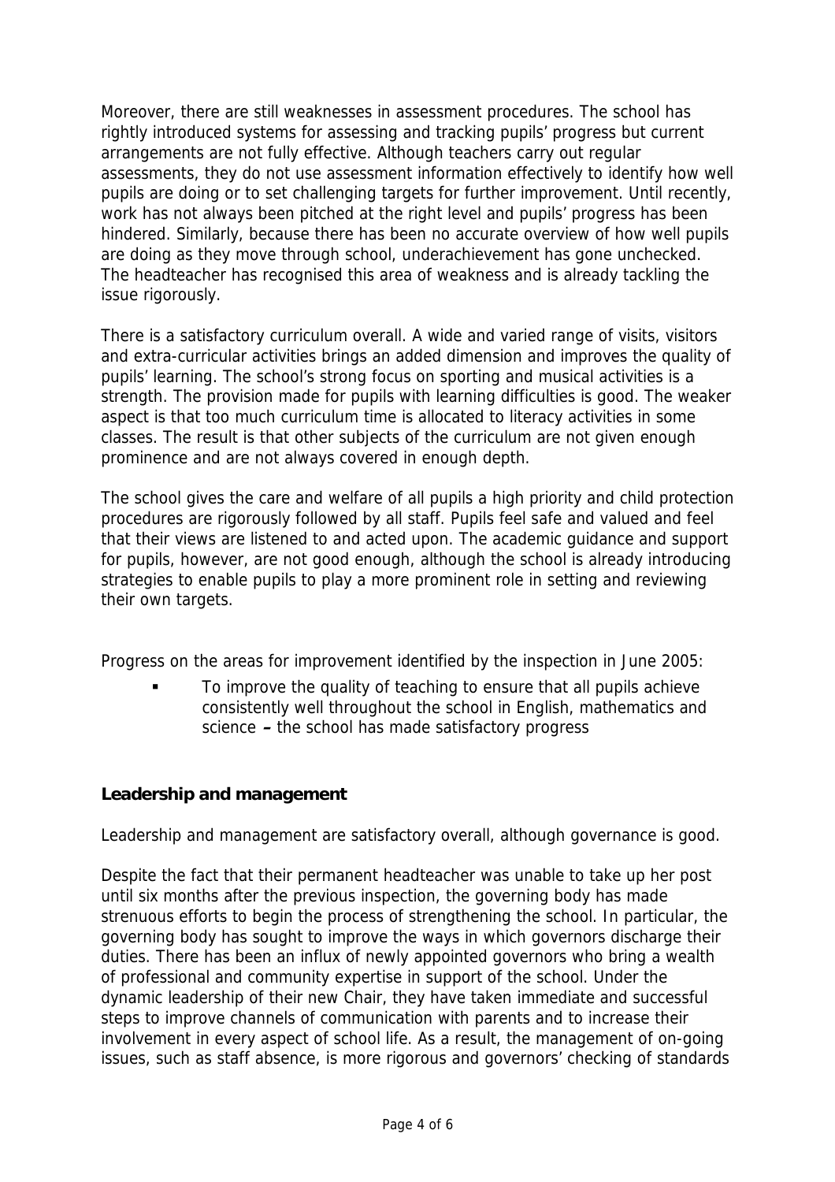Moreover, there are still weaknesses in assessment procedures. The school has rightly introduced systems for assessing and tracking pupils' progress but current arrangements are not fully effective. Although teachers carry out regular assessments, they do not use assessment information effectively to identify how well pupils are doing or to set challenging targets for further improvement. Until recently, work has not always been pitched at the right level and pupils' progress has been hindered. Similarly, because there has been no accurate overview of how well pupils are doing as they move through school, underachievement has gone unchecked. The headteacher has recognised this area of weakness and is already tackling the issue rigorously.

There is a satisfactory curriculum overall. A wide and varied range of visits, visitors and extra-curricular activities brings an added dimension and improves the quality of pupils' learning. The school's strong focus on sporting and musical activities is a strength. The provision made for pupils with learning difficulties is good. The weaker aspect is that too much curriculum time is allocated to literacy activities in some classes. The result is that other subjects of the curriculum are not given enough prominence and are not always covered in enough depth.

The school gives the care and welfare of all pupils a high priority and child protection procedures are rigorously followed by all staff. Pupils feel safe and valued and feel that their views are listened to and acted upon. The academic guidance and support for pupils, however, are not good enough, although the school is already introducing strategies to enable pupils to play a more prominent role in setting and reviewing their own targets.

Progress on the areas for improvement identified by the inspection in June 2005:

- To improve the quality of teaching to ensure that all pupils achieve consistently well throughout the school in English, mathematics and science **–** the school has made satisfactory progress

**Leadership and management**

Leadership and management are satisfactory overall, although governance is good.

Despite the fact that their permanent headteacher was unable to take up her post until six months after the previous inspection, the governing body has made strenuous efforts to begin the process of strengthening the school. In particular, the governing body has sought to improve the ways in which governors discharge their duties. There has been an influx of newly appointed governors who bring a wealth of professional and community expertise in support of the school. Under the dynamic leadership of their new Chair, they have taken immediate and successful steps to improve channels of communication with parents and to increase their involvement in every aspect of school life. As a result, the management of on-going issues, such as staff absence, is more rigorous and governors' checking of standards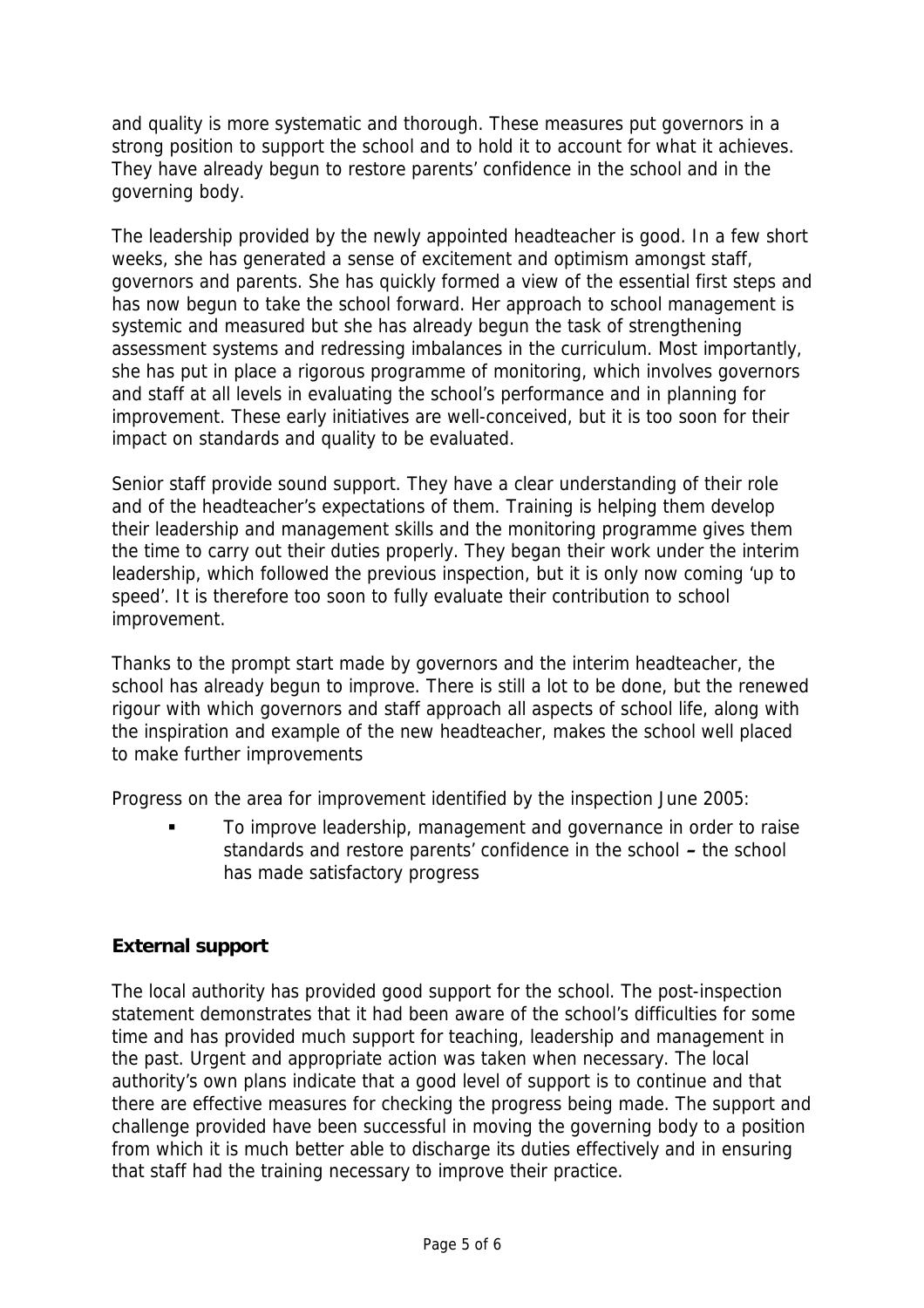and quality is more systematic and thorough. These measures put governors in a strong position to support the school and to hold it to account for what it achieves. They have already begun to restore parents' confidence in the school and in the governing body.

The leadership provided by the newly appointed headteacher is good. In a few short weeks, she has generated a sense of excitement and optimism amongst staff, governors and parents. She has quickly formed a view of the essential first steps and has now begun to take the school forward. Her approach to school management is systemic and measured but she has already begun the task of strengthening assessment systems and redressing imbalances in the curriculum. Most importantly, she has put in place a rigorous programme of monitoring, which involves governors and staff at all levels in evaluating the school's performance and in planning for improvement. These early initiatives are well-conceived, but it is too soon for their impact on standards and quality to be evaluated.

Senior staff provide sound support. They have a clear understanding of their role and of the headteacher's expectations of them. Training is helping them develop their leadership and management skills and the monitoring programme gives them the time to carry out their duties properly. They began their work under the interim leadership, which followed the previous inspection, but it is only now coming 'up to speed'. It is therefore too soon to fully evaluate their contribution to school improvement.

Thanks to the prompt start made by governors and the interim headteacher, the school has already begun to improve. There is still a lot to be done, but the renewed rigour with which governors and staff approach all aspects of school life, along with the inspiration and example of the new headteacher, makes the school well placed to make further improvements

Progress on the area for improvement identified by the inspection June 2005:

- To improve leadership, management and governance in order to raise standards and restore parents' confidence in the school **–** the school has made satisfactory progress

## External support

The local authority has provided good support for the school. The post-inspection statement demonstrates that it had been aware of the school's difficulties for some time and has provided much support for teaching, leadership and management in the past. Urgent and appropriate action was taken when necessary. The local authority's own plans indicate that a good level of support is to continue and that there are effective measures for checking the progress being made. The support and challenge provided have been successful in moving the governing body to a position from which it is much better able to discharge its duties effectively and in ensuring that staff had the training necessary to improve their practice.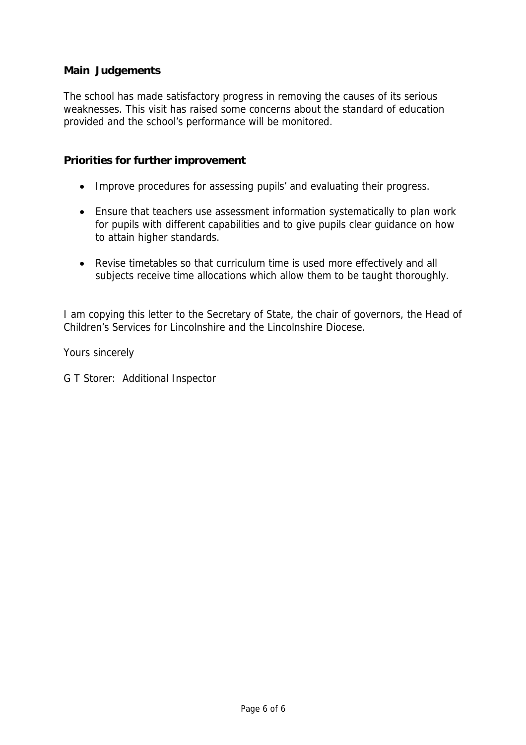## Main Judgements

The school has made satisfactory progress in removing the causes of its serious weaknesses. This visit has raised some concerns about the standard of education provided and the school's performance will be monitored.

## Priorities for further improvement

- Improve procedures for assessing pupils' and evaluating their progress.
- Ensure that teachers use assessment information systematically to plan work for pupils with different capabilities and to give pupils clear guidance on how to attain higher standards.
- Revise timetables so that curriculum time is used more effectively and all subjects receive time allocations which allow them to be taught thoroughly.

I am copying this letter to the Secretary of State, the chair of governors, the Head of Children's Services for Lincolnshire and the Lincolnshire Diocese.

Yours sincerely

G T Storer: Additional Inspector